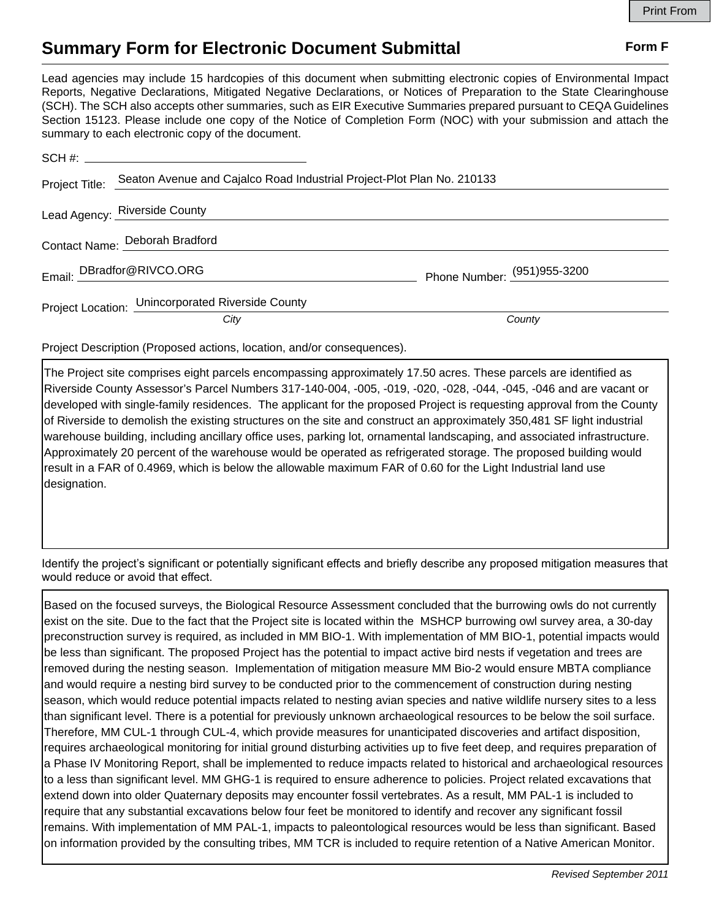Print From

# Summary Form for Electronic Document Submittal

**Form F**

Lead agencies may include 15 hardcopies of this document when submitting electronic copies of Environmental Impact Reports, Negative Declarations, Mitigated Negative Declarations, or Notices of Preparation to the State Clearinghouse (SCH). The SCH also accepts other summaries, such as EIR Executive Summaries prepared pursuant to CEQA Guidelines Section 15123. Please include one copy of the Notice of Completion Form (NOC) with your submission and attach the summary to each electronic copy of the document.

SCH #: 

Project Title: Seaton Avenue and Cajalco Road Industrial Project-Plot Plan No. 210133

Lead Agency: Riverside County

Contact Name: Deborah Bradford

Email: DBradfor@RIVCO.ORG Phone Number: (951)955-3200

Project Location: Unincorporated Riverside County

*City* *County*

Project Description (Proposed actions, location, and/or consequences).

The Project site comprises eight parcels encompassing approximately 17.50 acres. These parcels are identified as Riverside County Assessor's Parcel Numbers 317-140-004, -005, -019, -020, -028, -044, -045, -046 and are vacant or developed with single-family residences. The applicant for the proposed Project is requesting approval from the County of Riverside to demolish the existing structures on the site and construct an approximately 350,481 SF light industrial warehouse building, including ancillary office uses, parking lot, ornamental landscaping, and associated infrastructure. Approximately 20 percent of the warehouse would be operated as refrigerated storage. The proposed building would result in a FAR of 0.4969, which is below the allowable maximum FAR of 0.60 for the Light Industrial land use designation.

Identify the project's significant or potentially significant effects and briefly describe any proposed mitigation measures that would reduce or avoid that effect.

Based on the focused surveys, the Biological Resource Assessment concluded that the burrowing owls do not currently exist on the site. Due to the fact that the Project site is located within the MSHCP burrowing owl survey area, a 30-day preconstruction survey is required, as included in MM BIO-1. With implementation of MM BIO-1, potential impacts would be less than significant. The proposed Project has the potential to impact active bird nests if vegetation and trees are removed during the nesting season. Implementation of mitigation measure MM Bio-2 would ensure MBTA compliance and would require a nesting bird survey to be conducted prior to the commencement of construction during nesting season, which would reduce potential impacts related to nesting avian species and native wildlife nursery sites to a less than significant level. There is a potential for previously unknown archaeological resources to be below the soil surface. Therefore, MM CUL-1 through CUL-4, which provide measures for unanticipated discoveries and artifact disposition, requires archaeological monitoring for initial ground disturbing activities up to five feet deep, and requires preparation of a Phase IV Monitoring Report, shall be implemented to reduce impacts related to historical and archaeological resources to a less than significant level. MM GHG-1 is required to ensure adherence to policies. Project related excavations that extend down into older Quaternary deposits may encounter fossil vertebrates. As a result, MM PAL-1 is included to require that any substantial excavations below four feet be monitored to identify and recover any significant fossil remains. With implementation of MM PAL-1, impacts to paleontological resources would be less than significant. Based on information provided by the consulting tribes, MM TCR is included to require retention of a Native American Monitor.

*Revised September 2011*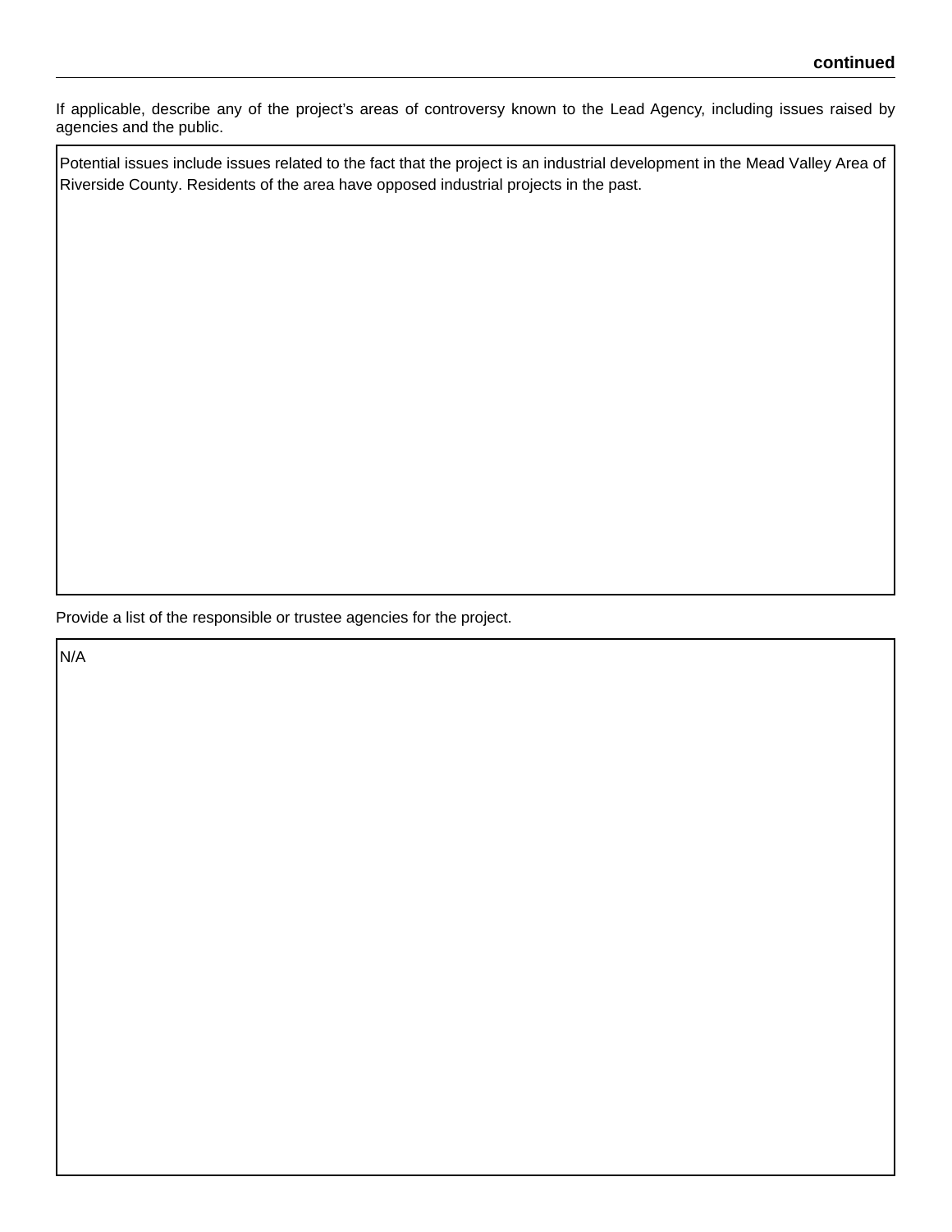**continued**

If applicable, describe any of the project's areas of controversy known to the Lead Agency, including issues raised by agencies and the public.

Potential issues include issues related to the fact that the project is an industrial development in the Mead Valley Area of Riverside County. Residents of the area have opposed industrial projects in the past.

Provide a list of the responsible or trustee agencies for the project.

N/A